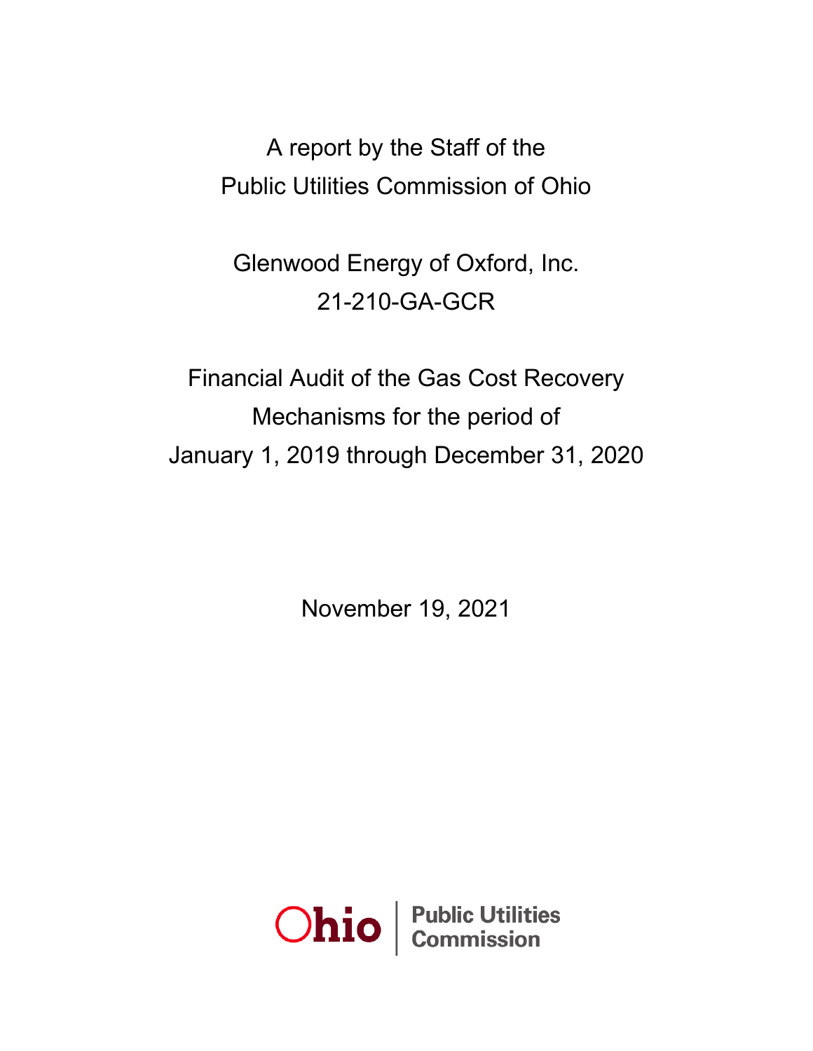A report by the Staff of the
Public Utilities Commission of Ohio

Glenwood Energy of Oxford, Inc.
21-210-GA-GCR

Financial Audit of the Gas Cost Recovery
Mechanisms for the period of
January 1, 2019 through December 31, 2020

November 19, 2021

Ohio | Public Utilities Commission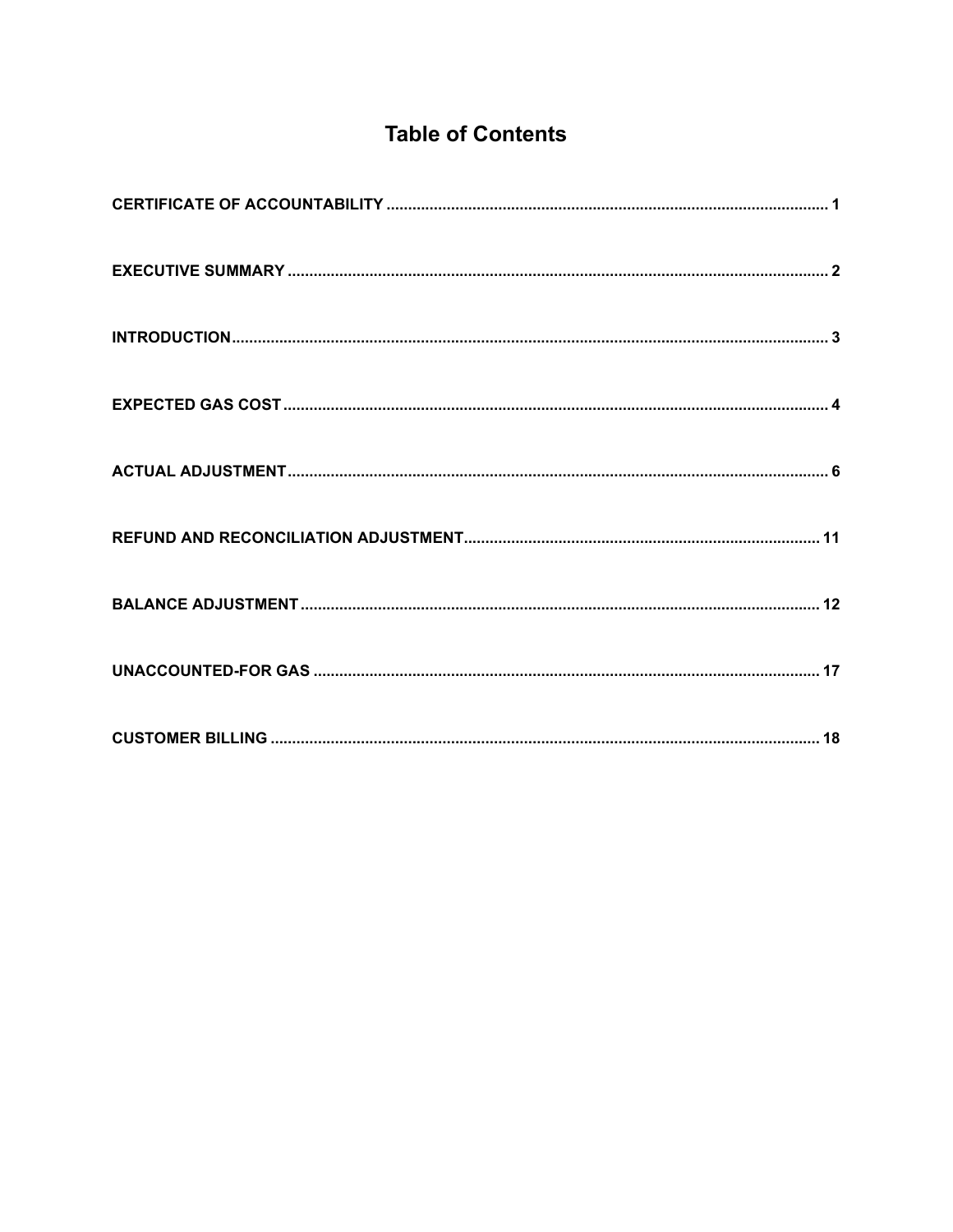# Table of Contents

| | |
|---|---|
| **CERTIFICATE OF ACCOUNTABILITY** | **1** |
| **EXECUTIVE SUMMARY** | **2** |
| **INTRODUCTION** | **3** |
| **EXPECTED GAS COST** | **4** |
| **ACTUAL ADJUSTMENT** | **6** |
| **REFUND AND RECONCILIATION ADJUSTMENT** | **11** |
| **BALANCE ADJUSTMENT** | **12** |
| **UNACCOUNTED-FOR GAS** | **17** |
| **CUSTOMER BILLING** | **18** |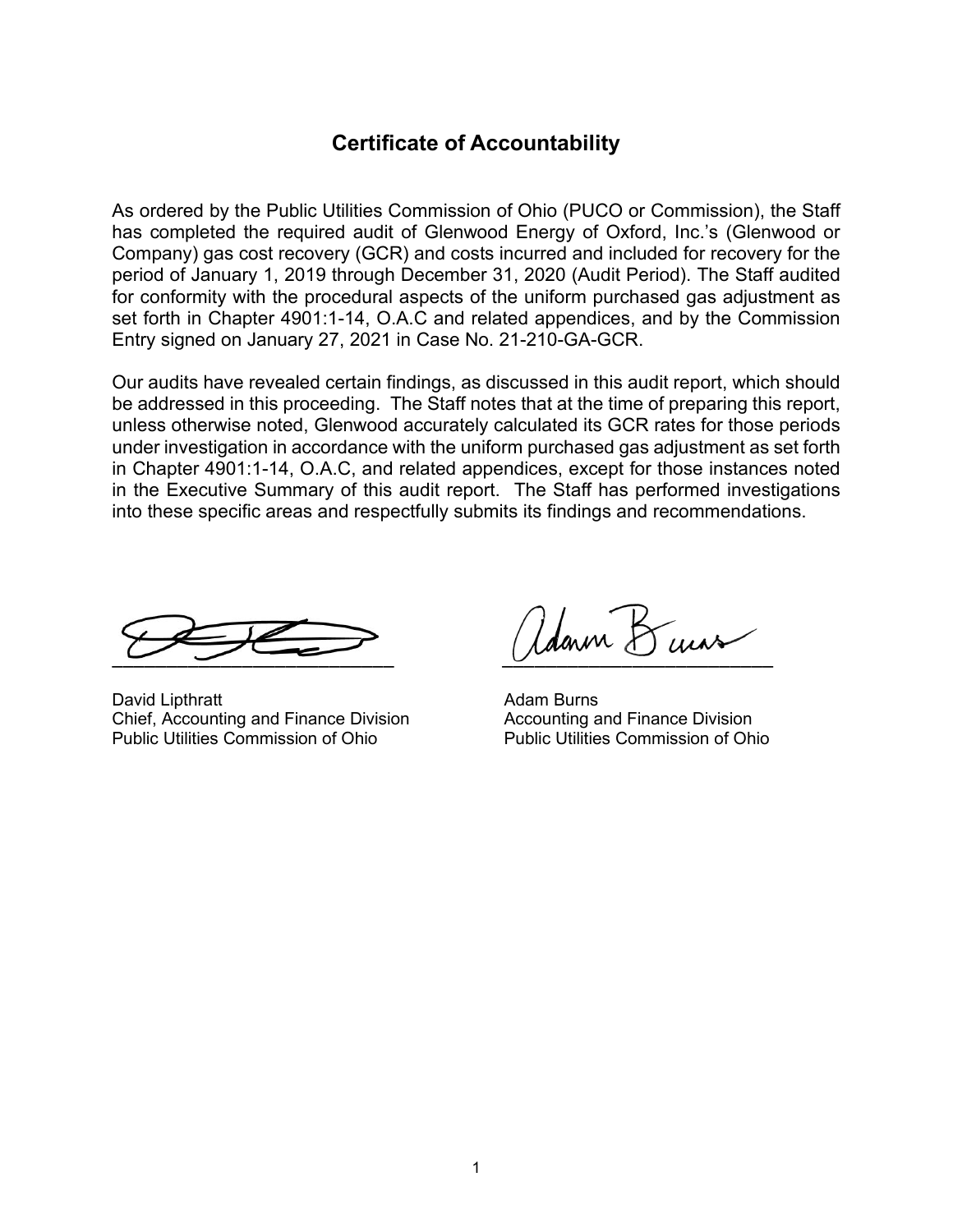# Certificate of Accountability

As ordered by the Public Utilities Commission of Ohio (PUCO or Commission), the Staff has completed the required audit of Glenwood Energy of Oxford, Inc.'s (Glenwood or Company) gas cost recovery (GCR) and costs incurred and included for recovery for the period of January 1, 2019 through December 31, 2020 (Audit Period). The Staff audited for conformity with the procedural aspects of the uniform purchased gas adjustment as set forth in Chapter 4901:1-14, O.A.C and related appendices, and by the Commission Entry signed on January 27, 2021 in Case No. 21-210-GA-GCR.

Our audits have revealed certain findings, as discussed in this audit report, which should be addressed in this proceeding. The Staff notes that at the time of preparing this report, unless otherwise noted, Glenwood accurately calculated its GCR rates for those periods under investigation in accordance with the uniform purchased gas adjustment as set forth in Chapter 4901:1-14, O.A.C, and related appendices, except for those instances noted in the Executive Summary of this audit report. The Staff has performed investigations into these specific areas and respectfully submits its findings and recommendations.

David Lipthratt
Chief, Accounting and Finance Division
Public Utilities Commission of Ohio

Adam Burns
Accounting and Finance Division
Public Utilities Commission of Ohio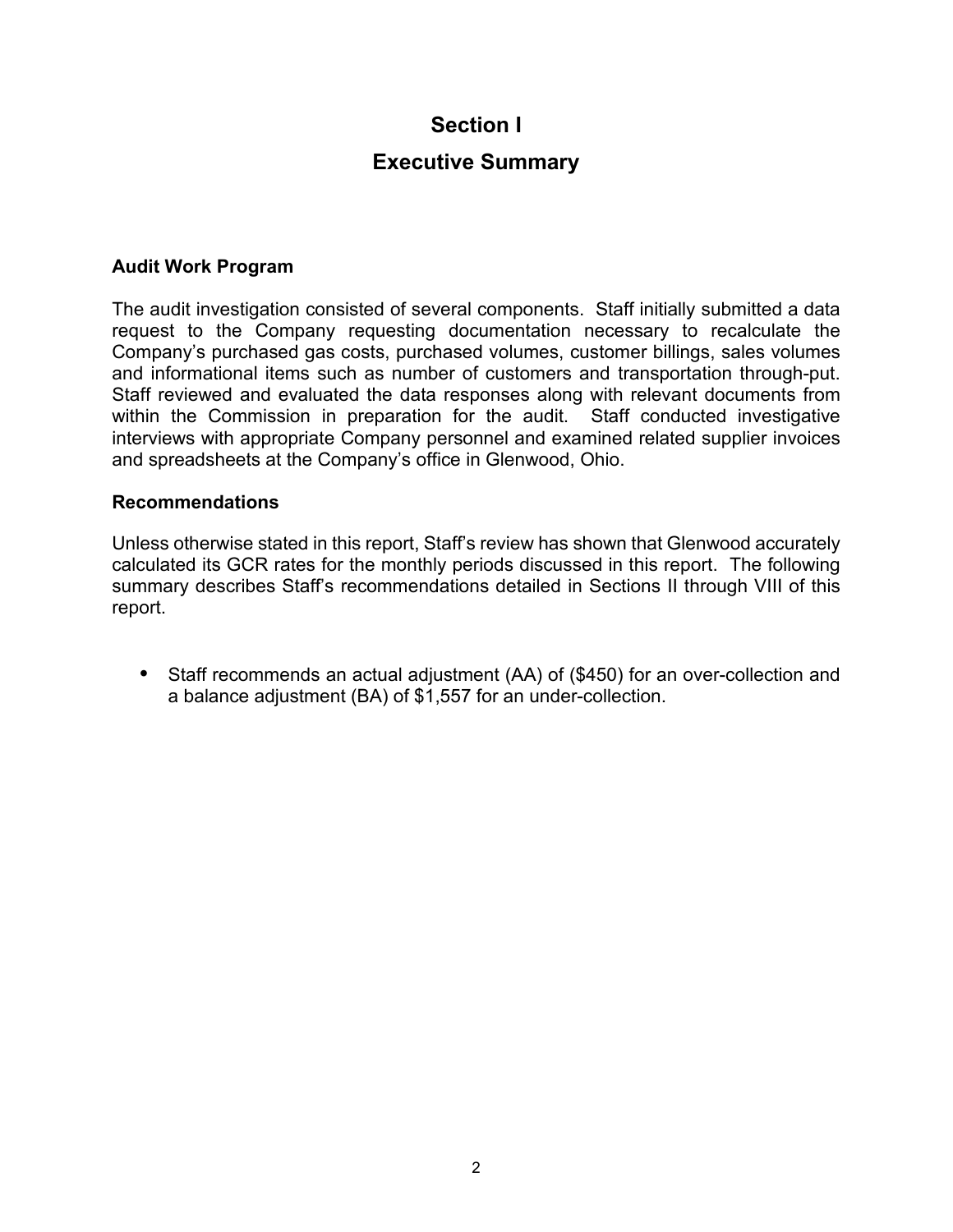# Section I

## Executive Summary

### Audit Work Program

The audit investigation consisted of several components. Staff initially submitted a data request to the Company requesting documentation necessary to recalculate the Company's purchased gas costs, purchased volumes, customer billings, sales volumes and informational items such as number of customers and transportation through-put. Staff reviewed and evaluated the data responses along with relevant documents from within the Commission in preparation for the audit. Staff conducted investigative interviews with appropriate Company personnel and examined related supplier invoices and spreadsheets at the Company's office in Glenwood, Ohio.

### Recommendations

Unless otherwise stated in this report, Staff's review has shown that Glenwood accurately calculated its GCR rates for the monthly periods discussed in this report. The following summary describes Staff's recommendations detailed in Sections II through VIII of this report.

- Staff recommends an actual adjustment (AA) of ($450) for an over-collection and a balance adjustment (BA) of $1,557 for an under-collection.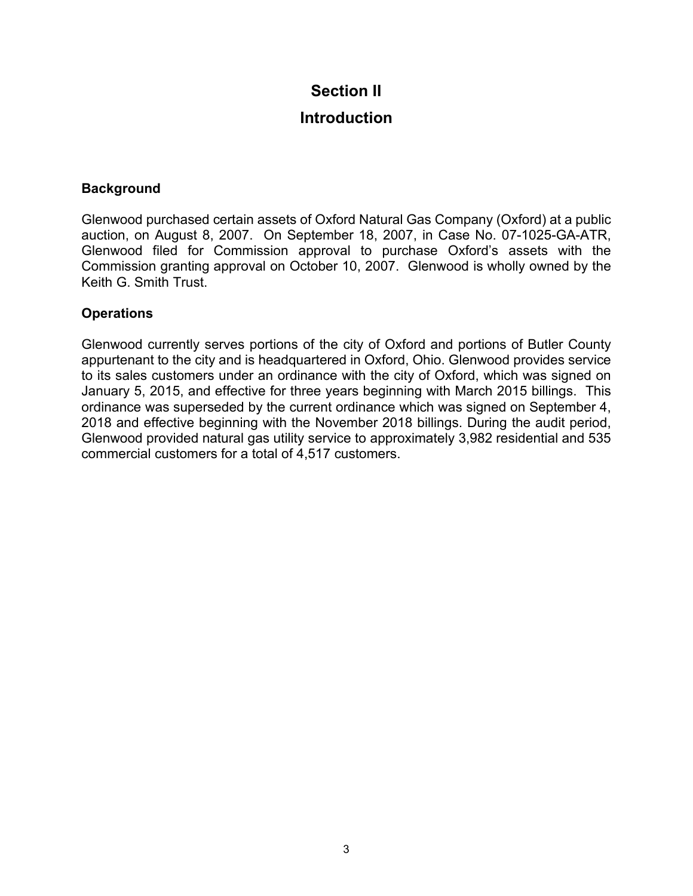# Section II

# Introduction

### Background

Glenwood purchased certain assets of Oxford Natural Gas Company (Oxford) at a public auction, on August 8, 2007. On September 18, 2007, in Case No. 07-1025-GA-ATR, Glenwood filed for Commission approval to purchase Oxford's assets with the Commission granting approval on October 10, 2007. Glenwood is wholly owned by the Keith G. Smith Trust.

### Operations

Glenwood currently serves portions of the city of Oxford and portions of Butler County appurtenant to the city and is headquartered in Oxford, Ohio. Glenwood provides service to its sales customers under an ordinance with the city of Oxford, which was signed on January 5, 2015, and effective for three years beginning with March 2015 billings. This ordinance was superseded by the current ordinance which was signed on September 4, 2018 and effective beginning with the November 2018 billings. During the audit period, Glenwood provided natural gas utility service to approximately 3,982 residential and 535 commercial customers for a total of 4,517 customers.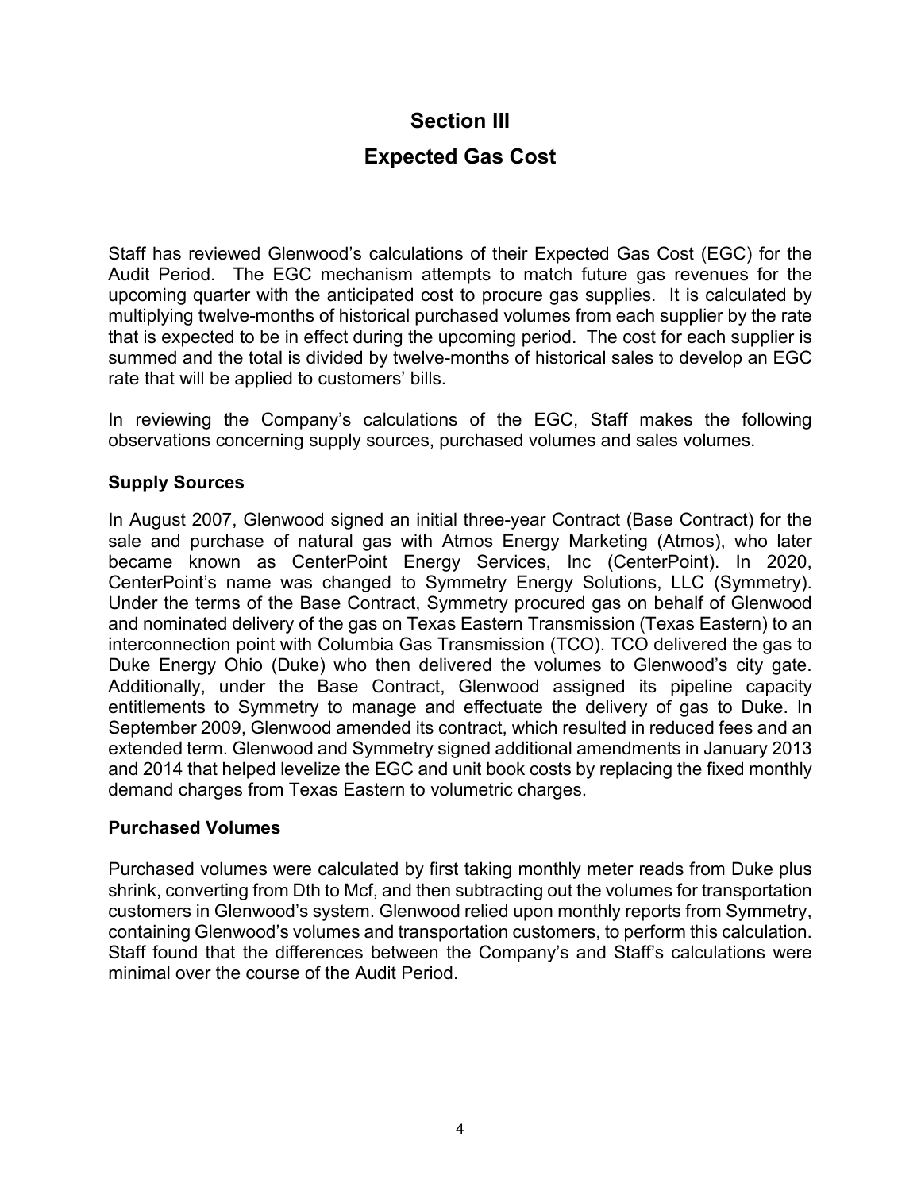# Section III

# Expected Gas Cost

Staff has reviewed Glenwood's calculations of their Expected Gas Cost (EGC) for the Audit Period. The EGC mechanism attempts to match future gas revenues for the upcoming quarter with the anticipated cost to procure gas supplies. It is calculated by multiplying twelve-months of historical purchased volumes from each supplier by the rate that is expected to be in effect during the upcoming period. The cost for each supplier is summed and the total is divided by twelve-months of historical sales to develop an EGC rate that will be applied to customers' bills.

In reviewing the Company's calculations of the EGC, Staff makes the following observations concerning supply sources, purchased volumes and sales volumes.

### Supply Sources

In August 2007, Glenwood signed an initial three-year Contract (Base Contract) for the sale and purchase of natural gas with Atmos Energy Marketing (Atmos), who later became known as CenterPoint Energy Services, Inc (CenterPoint). In 2020, CenterPoint's name was changed to Symmetry Energy Solutions, LLC (Symmetry). Under the terms of the Base Contract, Symmetry procured gas on behalf of Glenwood and nominated delivery of the gas on Texas Eastern Transmission (Texas Eastern) to an interconnection point with Columbia Gas Transmission (TCO). TCO delivered the gas to Duke Energy Ohio (Duke) who then delivered the volumes to Glenwood's city gate. Additionally, under the Base Contract, Glenwood assigned its pipeline capacity entitlements to Symmetry to manage and effectuate the delivery of gas to Duke. In September 2009, Glenwood amended its contract, which resulted in reduced fees and an extended term. Glenwood and Symmetry signed additional amendments in January 2013 and 2014 that helped levelize the EGC and unit book costs by replacing the fixed monthly demand charges from Texas Eastern to volumetric charges.

### Purchased Volumes

Purchased volumes were calculated by first taking monthly meter reads from Duke plus shrink, converting from Dth to Mcf, and then subtracting out the volumes for transportation customers in Glenwood's system. Glenwood relied upon monthly reports from Symmetry, containing Glenwood's volumes and transportation customers, to perform this calculation. Staff found that the differences between the Company's and Staff's calculations were minimal over the course of the Audit Period.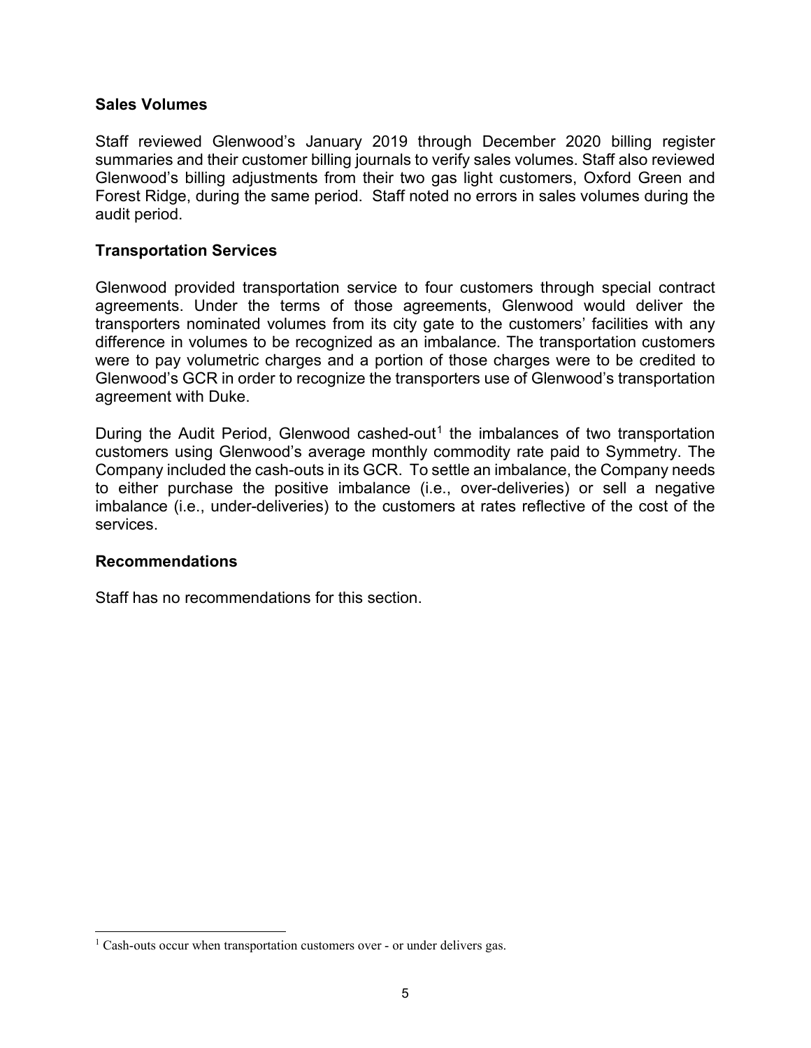## Sales Volumes

Staff reviewed Glenwood's January 2019 through December 2020 billing register summaries and their customer billing journals to verify sales volumes. Staff also reviewed Glenwood's billing adjustments from their two gas light customers, Oxford Green and Forest Ridge, during the same period. Staff noted no errors in sales volumes during the audit period.

## Transportation Services

Glenwood provided transportation service to four customers through special contract agreements. Under the terms of those agreements, Glenwood would deliver the transporters nominated volumes from its city gate to the customers' facilities with any difference in volumes to be recognized as an imbalance. The transportation customers were to pay volumetric charges and a portion of those charges were to be credited to Glenwood's GCR in order to recognize the transporters use of Glenwood's transportation agreement with Duke.

During the Audit Period, Glenwood cashed-out[1] the imbalances of two transportation customers using Glenwood's average monthly commodity rate paid to Symmetry. The Company included the cash-outs in its GCR. To settle an imbalance, the Company needs to either purchase the positive imbalance (i.e., over-deliveries) or sell a negative imbalance (i.e., under-deliveries) to the customers at rates reflective of the cost of the services.

## Recommendations

Staff has no recommendations for this section.

[1] Cash-outs occur when transportation customers over - or under delivers gas.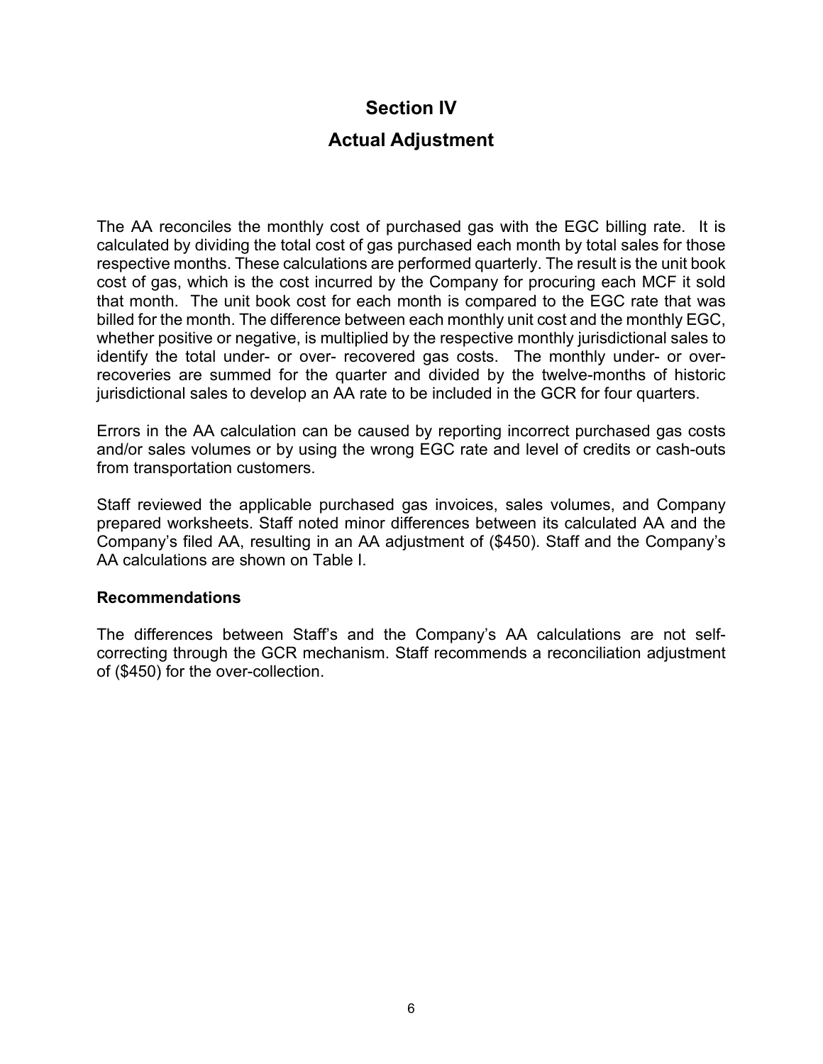# Section IV

## Actual Adjustment

The AA reconciles the monthly cost of purchased gas with the EGC billing rate. It is calculated by dividing the total cost of gas purchased each month by total sales for those respective months. These calculations are performed quarterly. The result is the unit book cost of gas, which is the cost incurred by the Company for procuring each MCF it sold that month. The unit book cost for each month is compared to the EGC rate that was billed for the month. The difference between each monthly unit cost and the monthly EGC, whether positive or negative, is multiplied by the respective monthly jurisdictional sales to identify the total under- or over- recovered gas costs. The monthly under- or over-recoveries are summed for the quarter and divided by the twelve-months of historic jurisdictional sales to develop an AA rate to be included in the GCR for four quarters.

Errors in the AA calculation can be caused by reporting incorrect purchased gas costs and/or sales volumes or by using the wrong EGC rate and level of credits or cash-outs from transportation customers.

Staff reviewed the applicable purchased gas invoices, sales volumes, and Company prepared worksheets. Staff noted minor differences between its calculated AA and the Company's filed AA, resulting in an AA adjustment of ($450). Staff and the Company's AA calculations are shown on Table I.

**Recommendations**

The differences between Staff's and the Company's AA calculations are not self-correcting through the GCR mechanism. Staff recommends a reconciliation adjustment of ($450) for the over-collection.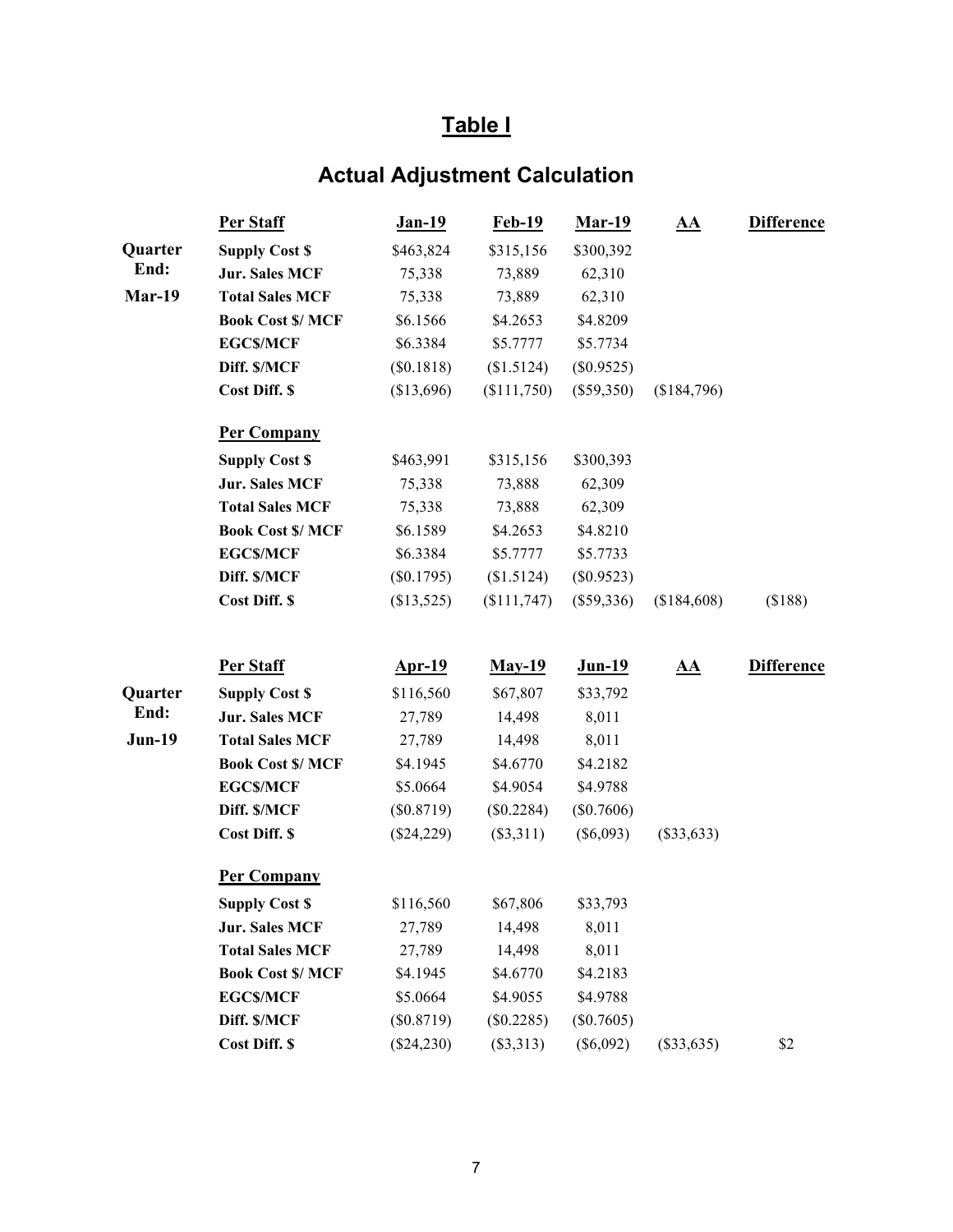# Table I

## Actual Adjustment Calculation

| | Per Staff | Jan-19 | Feb-19 | Mar-19 | AA | Difference |
|---|---|---|---|---|---|---|
| **Quarter End: Mar-19** | **Supply Cost $** | $463,824 | $315,156 | $300,392 | | |
| | **Jur. Sales MCF** | 75,338 | 73,889 | 62,310 | | |
| | **Total Sales MCF** | 75,338 | 73,889 | 62,310 | | |
| | **Book Cost $/ MCF** | $6.1566 | $4.2653 | $4.8209 | | |
| | **EGC$/MCF** | $6.3384 | $5.7777 | $5.7734 | | |
| | **Diff. $/MCF** | ($0.1818) | ($1.5124) | ($0.9525) | | |
| | **Cost Diff. $** | ($13,696) | ($111,750) | ($59,350) | ($184,796) | |
| | **Per Company** | | | | | |
| | **Supply Cost $** | $463,991 | $315,156 | $300,393 | | |
| | **Jur. Sales MCF** | 75,338 | 73,888 | 62,309 | | |
| | **Total Sales MCF** | 75,338 | 73,888 | 62,309 | | |
| | **Book Cost $/ MCF** | $6.1589 | $4.2653 | $4.8210 | | |
| | **EGC$/MCF** | $6.3384 | $5.7777 | $5.7733 | | |
| | **Diff. $/MCF** | ($0.1795) | ($1.5124) | ($0.9523) | | |
| | **Cost Diff. $** | ($13,525) | ($111,747) | ($59,336) | ($184,608) | ($188) |

| | Per Staff | Apr-19 | May-19 | Jun-19 | AA | Difference |
|---|---|---|---|---|---|---|
| **Quarter End: Jun-19** | **Supply Cost $** | $116,560 | $67,807 | $33,792 | | |
| | **Jur. Sales MCF** | 27,789 | 14,498 | 8,011 | | |
| | **Total Sales MCF** | 27,789 | 14,498 | 8,011 | | |
| | **Book Cost $/ MCF** | $4.1945 | $4.6770 | $4.2182 | | |
| | **EGC$/MCF** | $5.0664 | $4.9054 | $4.9788 | | |
| | **Diff. $/MCF** | ($0.8719) | ($0.2284) | ($0.7606) | | |
| | **Cost Diff. $** | ($24,229) | ($3,311) | ($6,093) | ($33,633) | |
| | **Per Company** | | | | | |
| | **Supply Cost $** | $116,560 | $67,806 | $33,793 | | |
| | **Jur. Sales MCF** | 27,789 | 14,498 | 8,011 | | |
| | **Total Sales MCF** | 27,789 | 14,498 | 8,011 | | |
| | **Book Cost $/ MCF** | $4.1945 | $4.6770 | $4.2183 | | |
| | **EGC$/MCF** | $5.0664 | $4.9055 | $4.9788 | | |
| | **Diff. $/MCF** | ($0.8719) | ($0.2285) | ($0.7605) | | |
| | **Cost Diff. $** | ($24,230) | ($3,313) | ($6,092) | ($33,635) | $2 |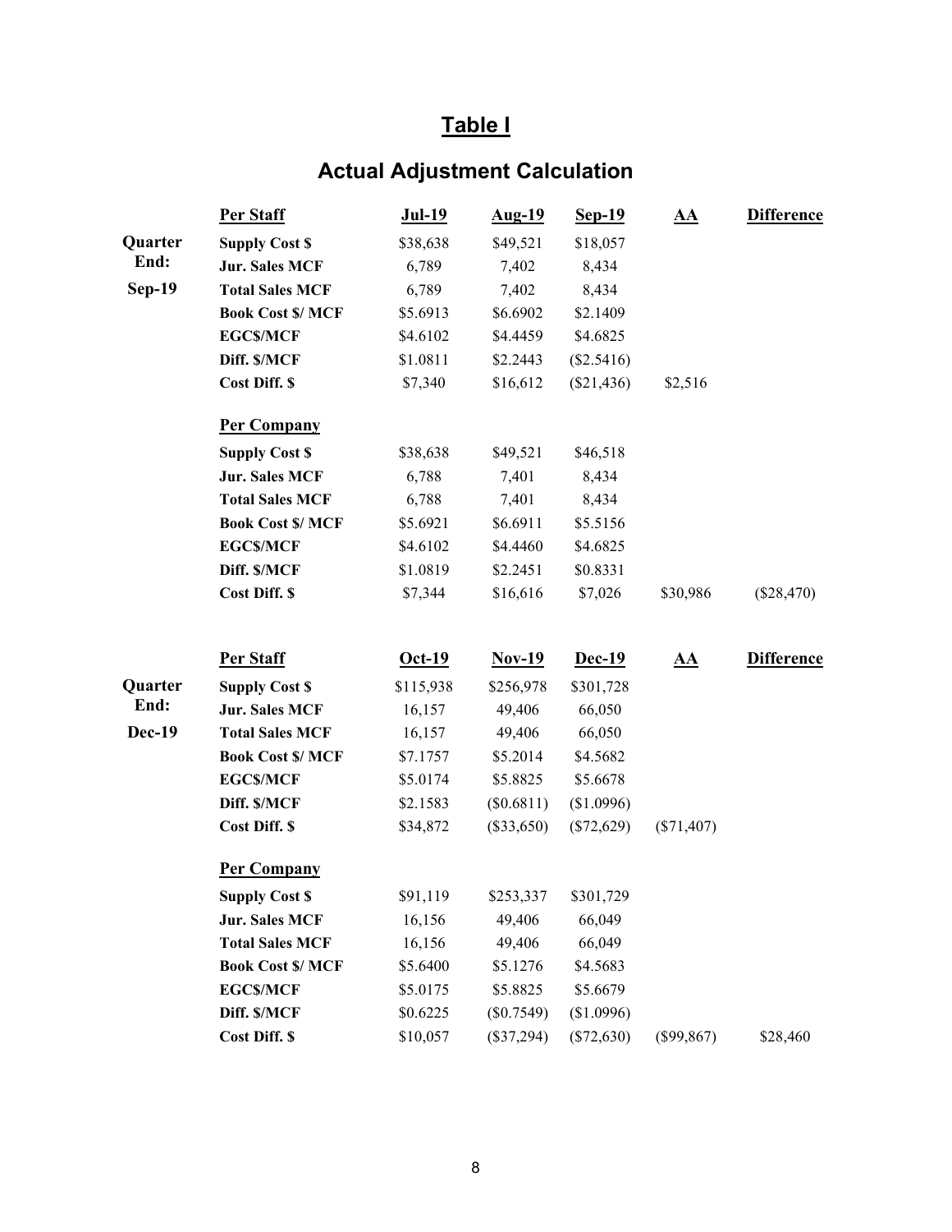## Table I

## Actual Adjustment Calculation

| | Per Staff | Jul-19 | Aug-19 | Sep-19 | AA | Difference |
|---|---|---|---|---|---|---|
| Quarter End: Sep-19 | Supply Cost $ | $38,638 | $49,521 | $18,057 | | |
| | Jur. Sales MCF | 6,789 | 7,402 | 8,434 | | |
| | Total Sales MCF | 6,789 | 7,402 | 8,434 | | |
| | Book Cost $/ MCF | $5.6913 | $6.6902 | $2.1409 | | |
| | EGC$/MCF | $4.6102 | $4.4459 | $4.6825 | | |
| | Diff. $/MCF | $1.0811 | $2.2443 | ($2.5416) | | |
| | Cost Diff. $ | $7,340 | $16,612 | ($21,436) | $2,516 | |
| | **Per Company** | | | | | |
| | Supply Cost $ | $38,638 | $49,521 | $46,518 | | |
| | Jur. Sales MCF | 6,788 | 7,401 | 8,434 | | |
| | Total Sales MCF | 6,788 | 7,401 | 8,434 | | |
| | Book Cost $/ MCF | $5.6921 | $6.6911 | $5.5156 | | |
| | EGC$/MCF | $4.6102 | $4.4460 | $4.6825 | | |
| | Diff. $/MCF | $1.0819 | $2.2451 | $0.8331 | | |
| | Cost Diff. $ | $7,344 | $16,616 | $7,026 | $30,986 | ($28,470) |

| | Per Staff | Oct-19 | Nov-19 | Dec-19 | AA | Difference |
|---|---|---|---|---|---|---|
| Quarter End: Dec-19 | Supply Cost $ | $115,938 | $256,978 | $301,728 | | |
| | Jur. Sales MCF | 16,157 | 49,406 | 66,050 | | |
| | Total Sales MCF | 16,157 | 49,406 | 66,050 | | |
| | Book Cost $/ MCF | $7.1757 | $5.2014 | $4.5682 | | |
| | EGC$/MCF | $5.0174 | $5.8825 | $5.6678 | | |
| | Diff. $/MCF | $2.1583 | ($0.6811) | ($1.0996) | | |
| | Cost Diff. $ | $34,872 | ($33,650) | ($72,629) | ($71,407) | |
| | **Per Company** | | | | | |
| | Supply Cost $ | $91,119 | $253,337 | $301,729 | | |
| | Jur. Sales MCF | 16,156 | 49,406 | 66,049 | | |
| | Total Sales MCF | 16,156 | 49,406 | 66,049 | | |
| | Book Cost $/ MCF | $5.6400 | $5.1276 | $4.5683 | | |
| | EGC$/MCF | $5.0175 | $5.8825 | $5.6679 | | |
| | Diff. $/MCF | $0.6225 | ($0.7549) | ($1.0996) | | |
| | Cost Diff. $ | $10,057 | ($37,294) | ($72,630) | ($99,867) | $28,460 |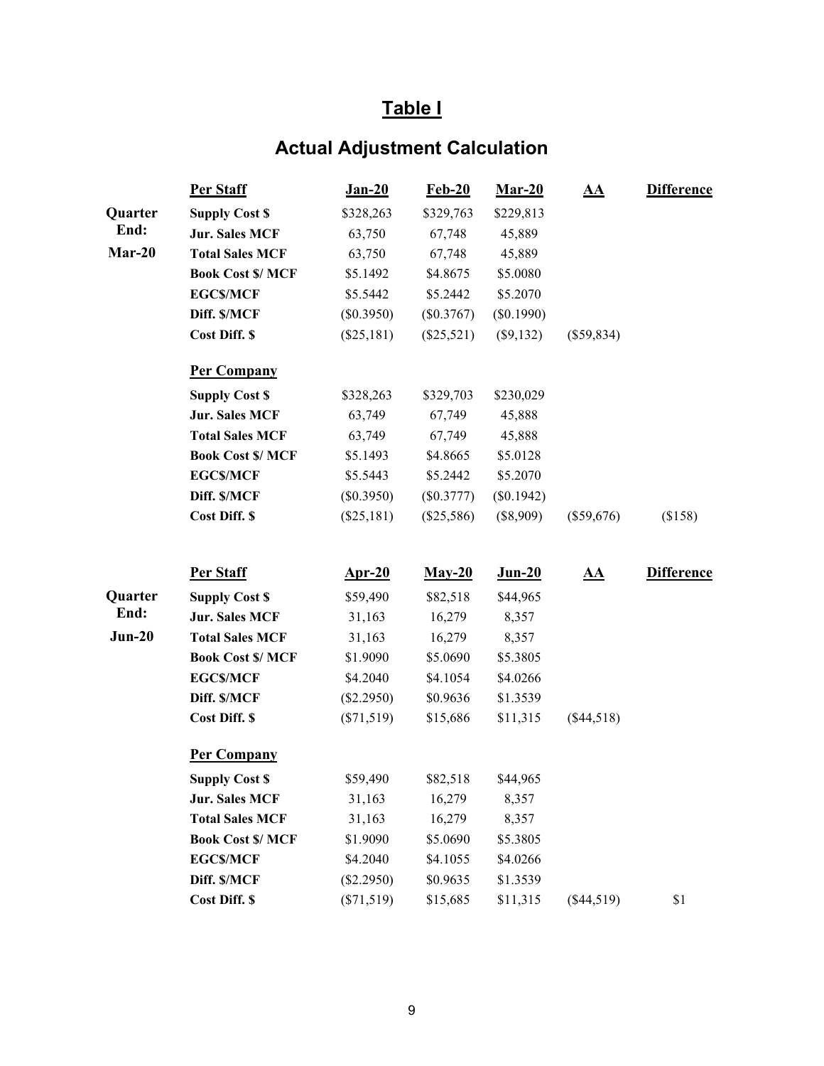# Table I

## Actual Adjustment Calculation

| | Per Staff | Jan-20 | Feb-20 | Mar-20 | AA | Difference |
|---|---|---|---|---|---|---|
| Quarter End: Mar-20 | Supply Cost $ | $328,263 | $329,763 | $229,813 | | |
| | Jur. Sales MCF | 63,750 | 67,748 | 45,889 | | |
| | Total Sales MCF | 63,750 | 67,748 | 45,889 | | |
| | Book Cost $/ MCF | $5.1492 | $4.8675 | $5.0080 | | |
| | EGC$/MCF | $5.5442 | $5.2442 | $5.2070 | | |
| | Diff. $/MCF | ($0.3950) | ($0.3767) | ($0.1990) | | |
| | Cost Diff. $ | ($25,181) | ($25,521) | ($9,132) | ($59,834) | |
| | **Per Company** | | | | | |
| | Supply Cost $ | $328,263 | $329,703 | $230,029 | | |
| | Jur. Sales MCF | 63,749 | 67,749 | 45,888 | | |
| | Total Sales MCF | 63,749 | 67,749 | 45,888 | | |
| | Book Cost $/ MCF | $5.1493 | $4.8665 | $5.0128 | | |
| | EGC$/MCF | $5.5443 | $5.2442 | $5.2070 | | |
| | Diff. $/MCF | ($0.3950) | ($0.3777) | ($0.1942) | | |
| | Cost Diff. $ | ($25,181) | ($25,586) | ($8,909) | ($59,676) | ($158) |

| | Per Staff | Apr-20 | May-20 | Jun-20 | AA | Difference |
|---|---|---|---|---|---|---|
| Quarter End: Jun-20 | Supply Cost $ | $59,490 | $82,518 | $44,965 | | |
| | Jur. Sales MCF | 31,163 | 16,279 | 8,357 | | |
| | Total Sales MCF | 31,163 | 16,279 | 8,357 | | |
| | Book Cost $/ MCF | $1.9090 | $5.0690 | $5.3805 | | |
| | EGC$/MCF | $4.2040 | $4.1054 | $4.0266 | | |
| | Diff. $/MCF | ($2.2950) | $0.9636 | $1.3539 | | |
| | Cost Diff. $ | ($71,519) | $15,686 | $11,315 | ($44,518) | |
| | **Per Company** | | | | | |
| | Supply Cost $ | $59,490 | $82,518 | $44,965 | | |
| | Jur. Sales MCF | 31,163 | 16,279 | 8,357 | | |
| | Total Sales MCF | 31,163 | 16,279 | 8,357 | | |
| | Book Cost $/ MCF | $1.9090 | $5.0690 | $5.3805 | | |
| | EGC$/MCF | $4.2040 | $4.1055 | $4.0266 | | |
| | Diff. $/MCF | ($2.2950) | $0.9635 | $1.3539 | | |
| | Cost Diff. $ | ($71,519) | $15,685 | $11,315 | ($44,519) | $1 |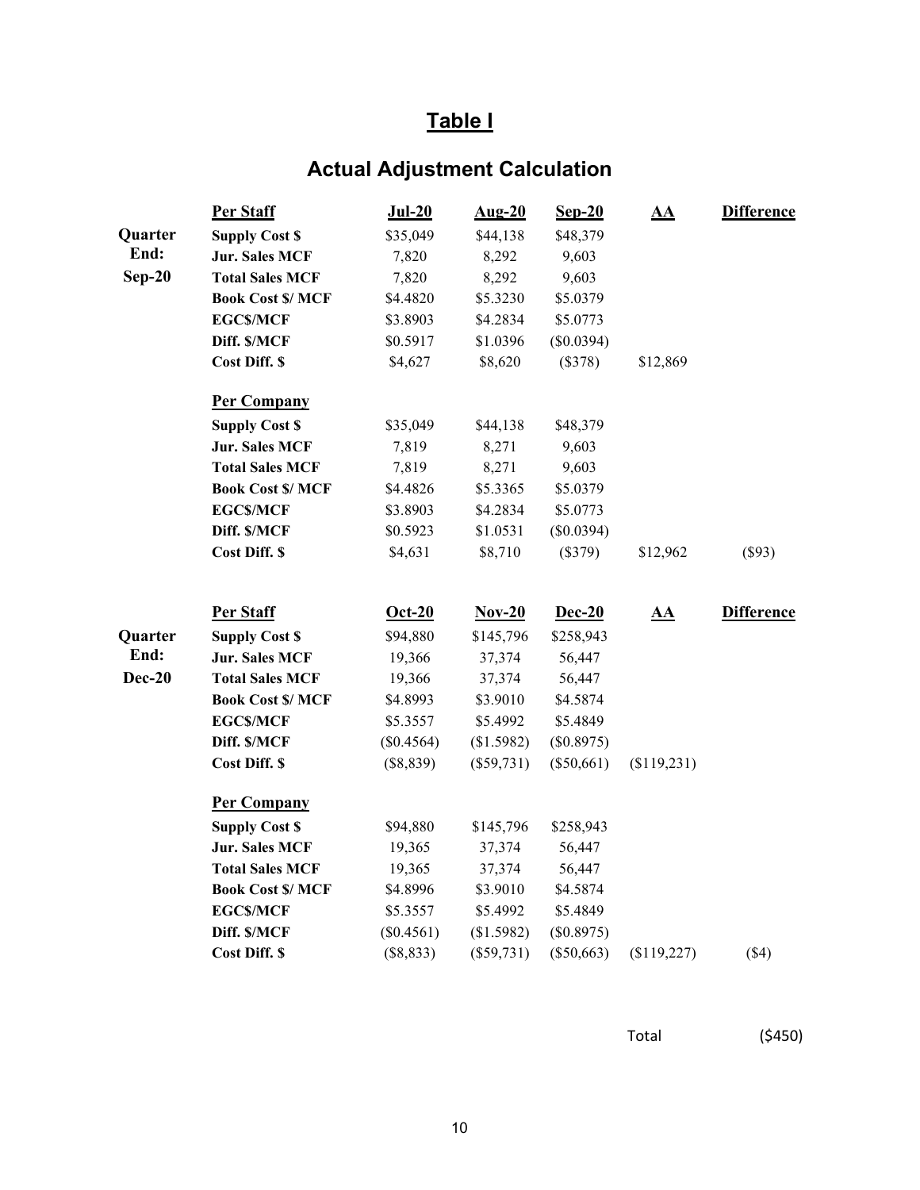# Table I

## Actual Adjustment Calculation

| | Per Staff | Jul-20 | Aug-20 | Sep-20 | AA | Difference |
|---|---|---|---|---|---|---|
| Quarter End: Sep-20 | Supply Cost $ | $35,049 | $44,138 | $48,379 | | |
| | Jur. Sales MCF | 7,820 | 8,292 | 9,603 | | |
| | Total Sales MCF | 7,820 | 8,292 | 9,603 | | |
| | Book Cost $/ MCF | $4.4820 | $5.3230 | $5.0379 | | |
| | EGC$/MCF | $3.8903 | $4.2834 | $5.0773 | | |
| | Diff. $/MCF | $0.5917 | $1.0396 | ($0.0394) | | |
| | Cost Diff. $ | $4,627 | $8,620 | ($378) | $12,869 | |
| | **Per Company** | | | | | |
| | Supply Cost $ | $35,049 | $44,138 | $48,379 | | |
| | Jur. Sales MCF | 7,819 | 8,271 | 9,603 | | |
| | Total Sales MCF | 7,819 | 8,271 | 9,603 | | |
| | Book Cost $/ MCF | $4.4826 | $5.3365 | $5.0379 | | |
| | EGC$/MCF | $3.8903 | $4.2834 | $5.0773 | | |
| | Diff. $/MCF | $0.5923 | $1.0531 | ($0.0394) | | |
| | Cost Diff. $ | $4,631 | $8,710 | ($379) | $12,962 | ($93) |

| | Per Staff | Oct-20 | Nov-20 | Dec-20 | AA | Difference |
|---|---|---|---|---|---|---|
| Quarter End: Dec-20 | Supply Cost $ | $94,880 | $145,796 | $258,943 | | |
| | Jur. Sales MCF | 19,366 | 37,374 | 56,447 | | |
| | Total Sales MCF | 19,366 | 37,374 | 56,447 | | |
| | Book Cost $/ MCF | $4.8993 | $3.9010 | $4.5874 | | |
| | EGC$/MCF | $5.3557 | $5.4992 | $5.4849 | | |
| | Diff. $/MCF | ($0.4564) | ($1.5982) | ($0.8975) | | |
| | Cost Diff. $ | ($8,839) | ($59,731) | ($50,661) | ($119,231) | |
| | **Per Company** | | | | | |
| | Supply Cost $ | $94,880 | $145,796 | $258,943 | | |
| | Jur. Sales MCF | 19,365 | 37,374 | 56,447 | | |
| | Total Sales MCF | 19,365 | 37,374 | 56,447 | | |
| | Book Cost $/ MCF | $4.8996 | $3.9010 | $4.5874 | | |
| | EGC$/MCF | $5.3557 | $5.4992 | $5.4849 | | |
| | Diff. $/MCF | ($0.4561) | ($1.5982) | ($0.8975) | | |
| | Cost Diff. $ | ($8,833) | ($59,731) | ($50,663) | ($119,227) | ($4) |

Total ($450)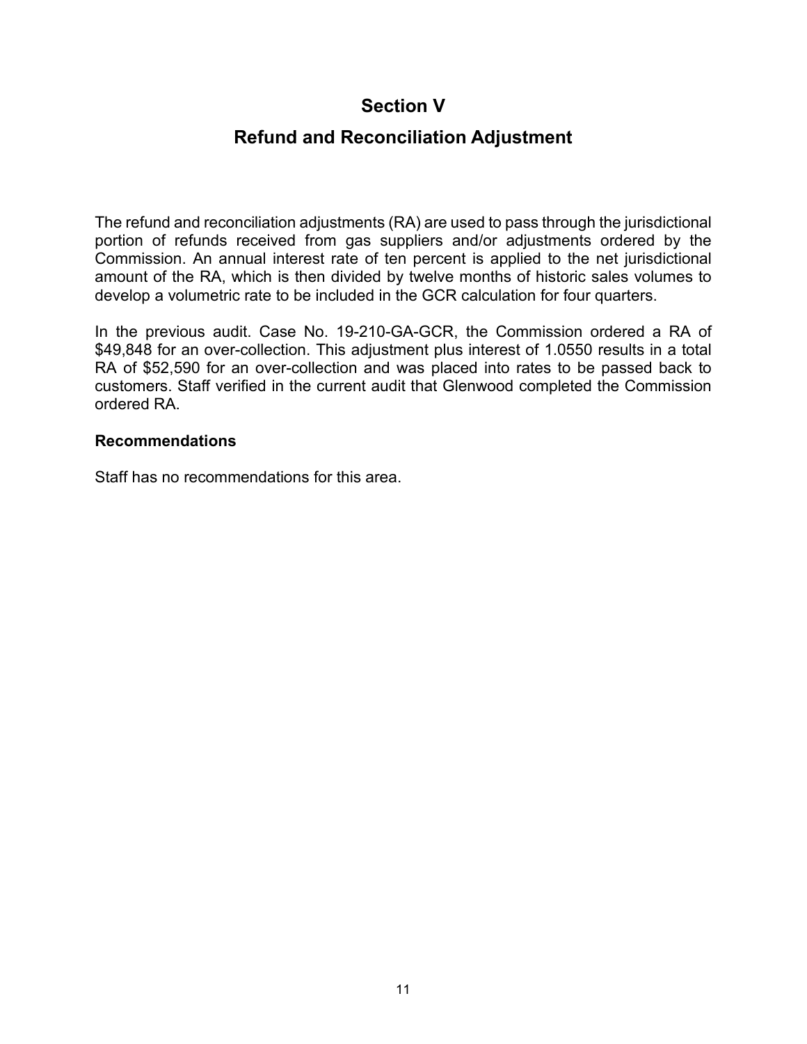# Section V

# Refund and Reconciliation Adjustment

The refund and reconciliation adjustments (RA) are used to pass through the jurisdictional portion of refunds received from gas suppliers and/or adjustments ordered by the Commission. An annual interest rate of ten percent is applied to the net jurisdictional amount of the RA, which is then divided by twelve months of historic sales volumes to develop a volumetric rate to be included in the GCR calculation for four quarters.

In the previous audit. Case No. 19-210-GA-GCR, the Commission ordered a RA of $49,848 for an over-collection. This adjustment plus interest of 1.0550 results in a total RA of $52,590 for an over-collection and was placed into rates to be passed back to customers. Staff verified in the current audit that Glenwood completed the Commission ordered RA.

**Recommendations**

Staff has no recommendations for this area.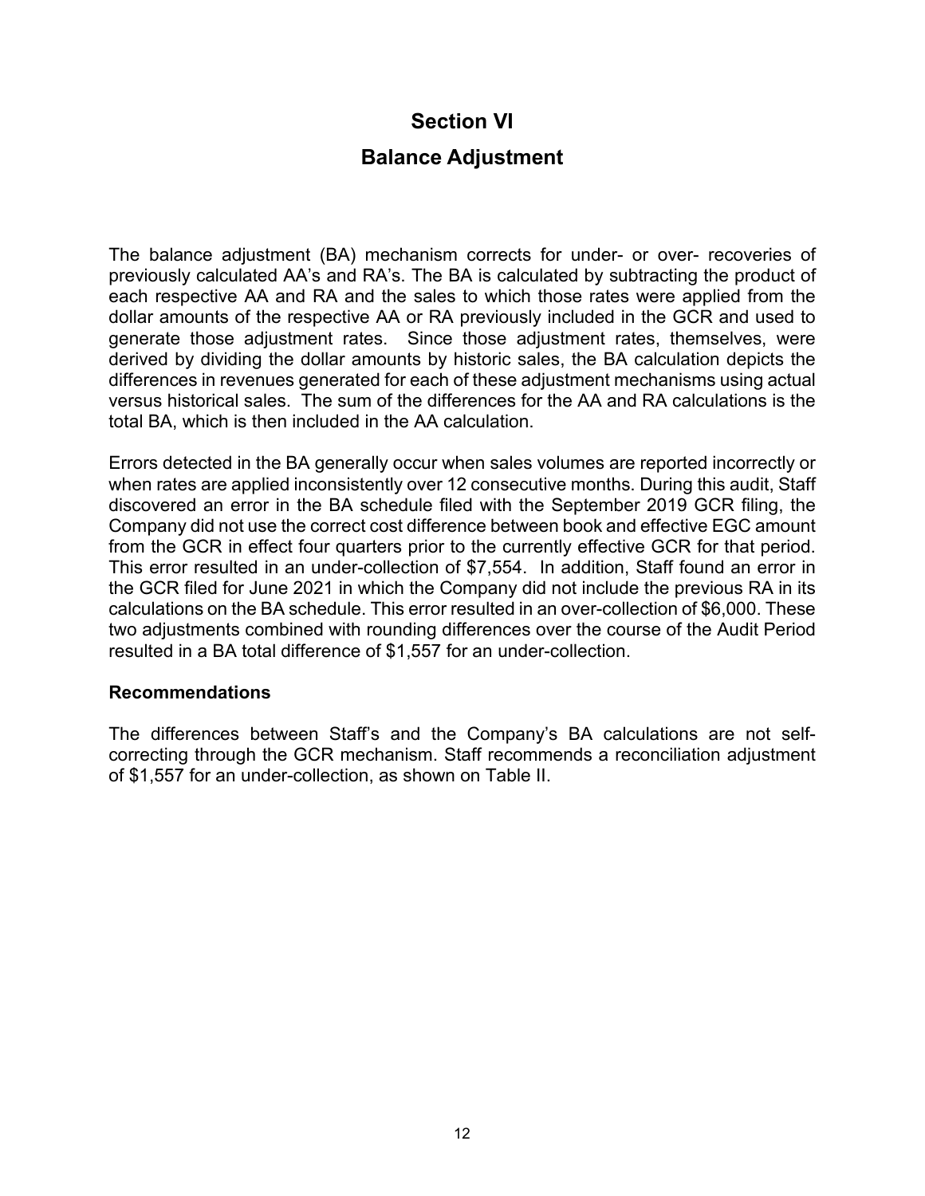# Section VI

## Balance Adjustment

The balance adjustment (BA) mechanism corrects for under- or over- recoveries of previously calculated AA's and RA's. The BA is calculated by subtracting the product of each respective AA and RA and the sales to which those rates were applied from the dollar amounts of the respective AA or RA previously included in the GCR and used to generate those adjustment rates. Since those adjustment rates, themselves, were derived by dividing the dollar amounts by historic sales, the BA calculation depicts the differences in revenues generated for each of these adjustment mechanisms using actual versus historical sales. The sum of the differences for the AA and RA calculations is the total BA, which is then included in the AA calculation.

Errors detected in the BA generally occur when sales volumes are reported incorrectly or when rates are applied inconsistently over 12 consecutive months. During this audit, Staff discovered an error in the BA schedule filed with the September 2019 GCR filing, the Company did not use the correct cost difference between book and effective EGC amount from the GCR in effect four quarters prior to the currently effective GCR for that period. This error resulted in an under-collection of $7,554. In addition, Staff found an error in the GCR filed for June 2021 in which the Company did not include the previous RA in its calculations on the BA schedule. This error resulted in an over-collection of $6,000. These two adjustments combined with rounding differences over the course of the Audit Period resulted in a BA total difference of $1,557 for an under-collection.

### Recommendations

The differences between Staff's and the Company's BA calculations are not self-correcting through the GCR mechanism. Staff recommends a reconciliation adjustment of $1,557 for an under-collection, as shown on Table II.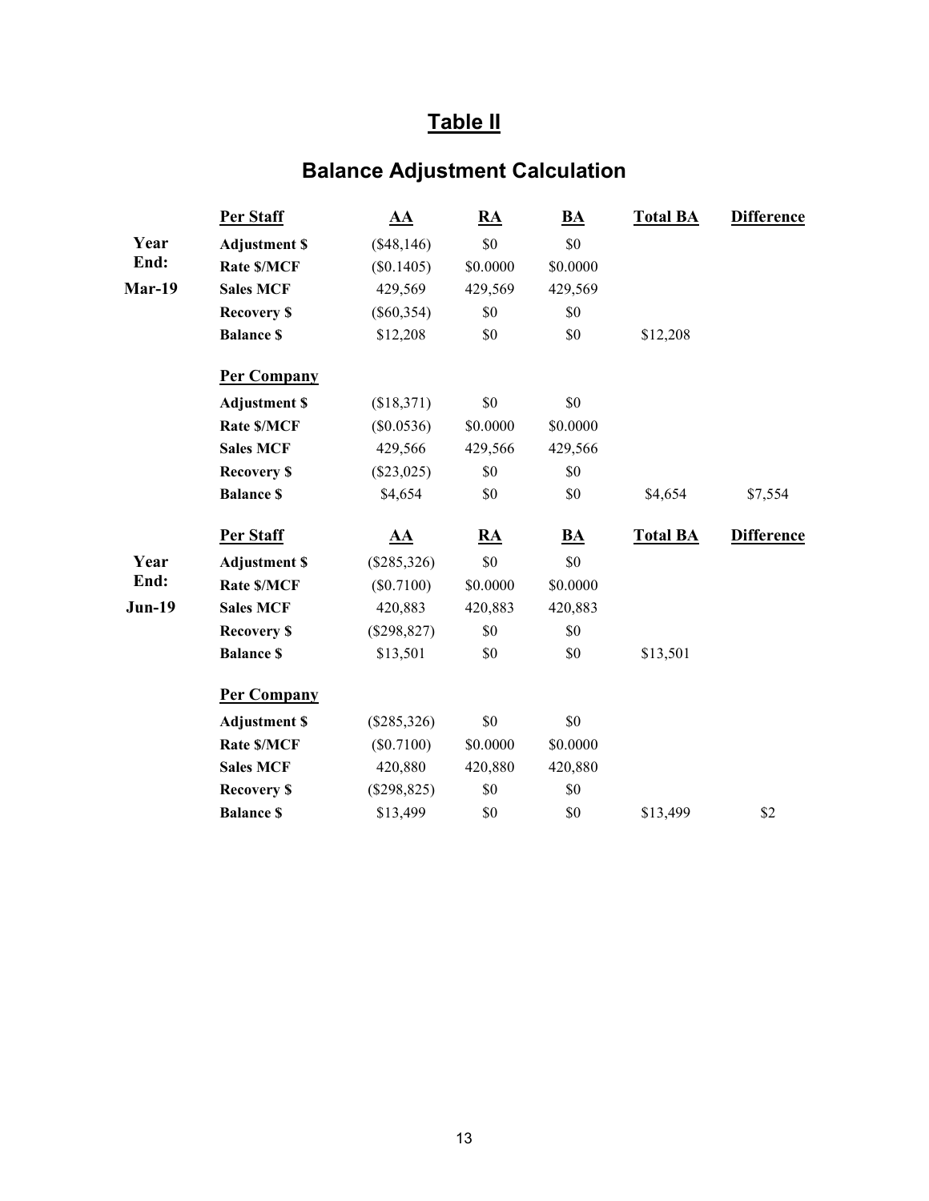# Table II

## Balance Adjustment Calculation

| | Per Staff | AA | RA | BA | Total BA | Difference |
|---|---|---|---|---|---|---|
| Year End: Mar-19 | Adjustment $ | ($48,146) | $0 | $0 | | |
| | Rate $/MCF | ($0.1405) | $0.0000 | $0.0000 | | |
| | Sales MCF | 429,569 | 429,569 | 429,569 | | |
| | Recovery $ | ($60,354) | $0 | $0 | | |
| | Balance $ | $12,208 | $0 | $0 | $12,208 | |
| | **Per Company** | | | | | |
| | Adjustment $ | ($18,371) | $0 | $0 | | |
| | Rate $/MCF | ($0.0536) | $0.0000 | $0.0000 | | |
| | Sales MCF | 429,566 | 429,566 | 429,566 | | |
| | Recovery $ | ($23,025) | $0 | $0 | | |
| | Balance $ | $4,654 | $0 | $0 | $4,654 | $7,554 |

| | Per Staff | AA | RA | BA | Total BA | Difference |
|---|---|---|---|---|---|---|
| Year End: Jun-19 | Adjustment $ | ($285,326) | $0 | $0 | | |
| | Rate $/MCF | ($0.7100) | $0.0000 | $0.0000 | | |
| | Sales MCF | 420,883 | 420,883 | 420,883 | | |
| | Recovery $ | ($298,827) | $0 | $0 | | |
| | Balance $ | $13,501 | $0 | $0 | $13,501 | |
| | **Per Company** | | | | | |
| | Adjustment $ | ($285,326) | $0 | $0 | | |
| | Rate $/MCF | ($0.7100) | $0.0000 | $0.0000 | | |
| | Sales MCF | 420,880 | 420,880 | 420,880 | | |
| | Recovery $ | ($298,825) | $0 | $0 | | |
| | Balance $ | $13,499 | $0 | $0 | $13,499 | $2 |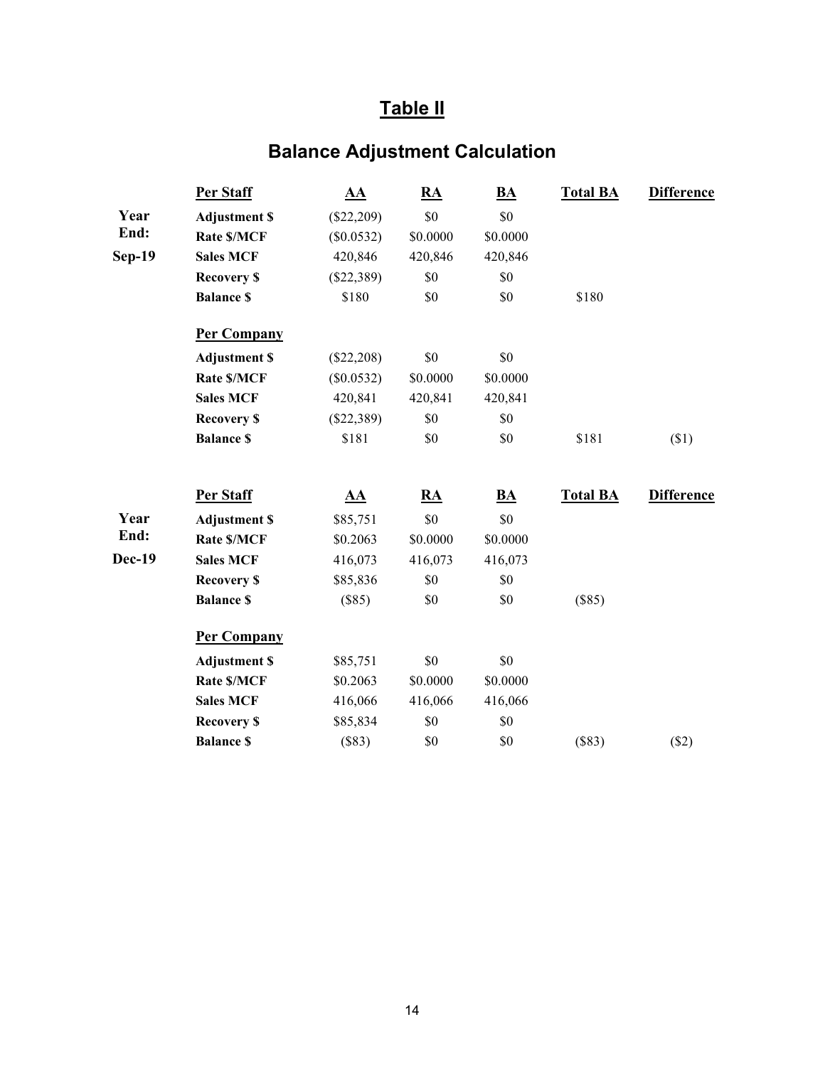# Table II

## Balance Adjustment Calculation

| | Per Staff | AA | RA | BA | Total BA | Difference |
|---|---|---|---|---|---|---|
| Year End: Sep-19 | Adjustment $ | ($22,209) | $0 | $0 | | |
| | Rate $/MCF | ($0.0532) | $0.0000 | $0.0000 | | |
| | Sales MCF | 420,846 | 420,846 | 420,846 | | |
| | Recovery $ | ($22,389) | $0 | $0 | | |
| | Balance $ | $180 | $0 | $0 | $180 | |
| | **Per Company** | | | | | |
| | Adjustment $ | ($22,208) | $0 | $0 | | |
| | Rate $/MCF | ($0.0532) | $0.0000 | $0.0000 | | |
| | Sales MCF | 420,841 | 420,841 | 420,841 | | |
| | Recovery $ | ($22,389) | $0 | $0 | | |
| | Balance $ | $181 | $0 | $0 | $181 | ($1) |

| | Per Staff | AA | RA | BA | Total BA | Difference |
|---|---|---|---|---|---|---|
| Year End: Dec-19 | Adjustment $ | $85,751 | $0 | $0 | | |
| | Rate $/MCF | $0.2063 | $0.0000 | $0.0000 | | |
| | Sales MCF | 416,073 | 416,073 | 416,073 | | |
| | Recovery $ | $85,836 | $0 | $0 | | |
| | Balance $ | ($85) | $0 | $0 | ($85) | |
| | **Per Company** | | | | | |
| | Adjustment $ | $85,751 | $0 | $0 | | |
| | Rate $/MCF | $0.2063 | $0.0000 | $0.0000 | | |
| | Sales MCF | 416,066 | 416,066 | 416,066 | | |
| | Recovery $ | $85,834 | $0 | $0 | | |
| | Balance $ | ($83) | $0 | $0 | ($83) | ($2) |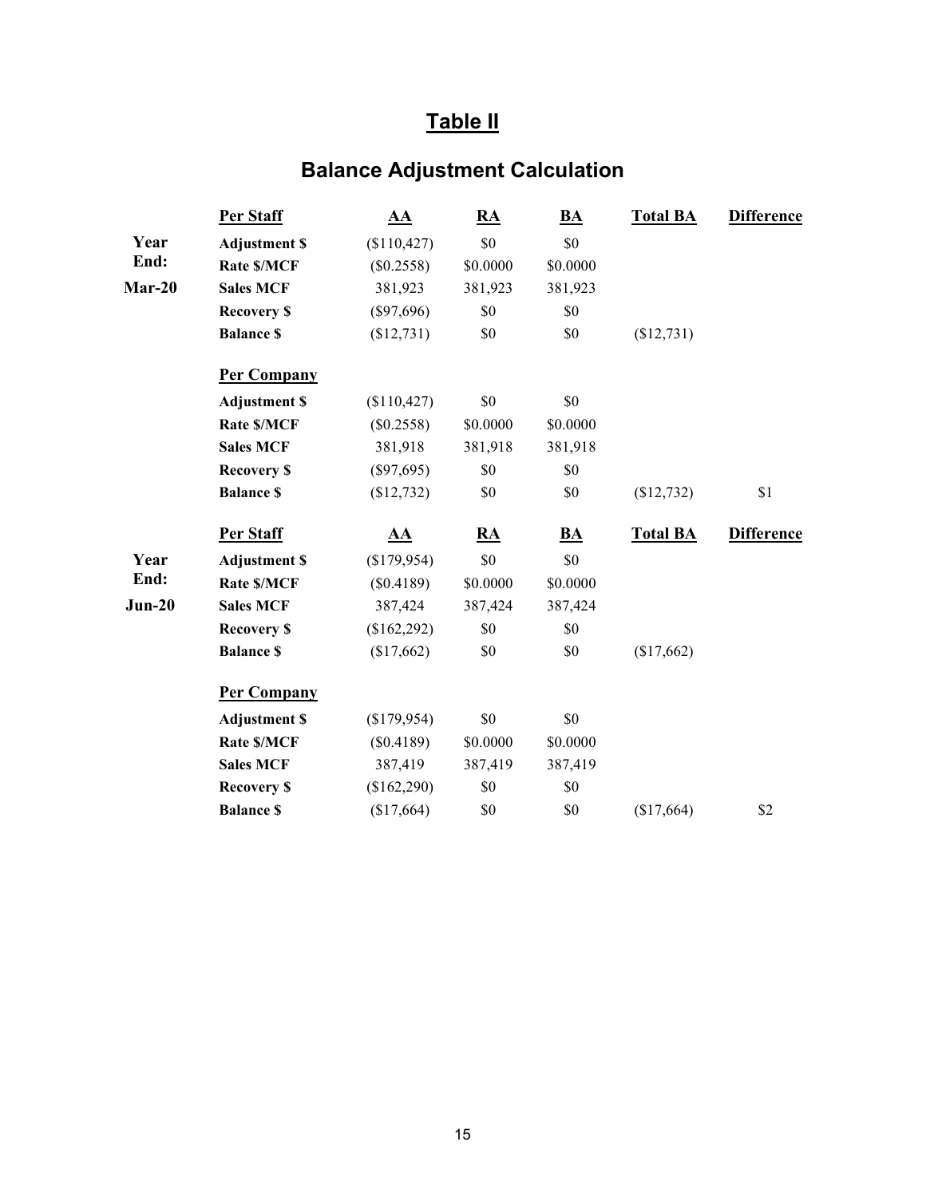# Table II

## Balance Adjustment Calculation

| | Per Staff | AA | RA | BA | Total BA | Difference |
|---|---|---|---|---|---|---|
| Year End: Mar-20 | Adjustment $ | ($110,427) | $0 | $0 | | |
| | Rate $/MCF | ($0.2558) | $0.0000 | $0.0000 | | |
| | Sales MCF | 381,923 | 381,923 | 381,923 | | |
| | Recovery $ | ($97,696) | $0 | $0 | | |
| | Balance $ | ($12,731) | $0 | $0 | ($12,731) | |
| | **Per Company** | | | | | |
| | Adjustment $ | ($110,427) | $0 | $0 | | |
| | Rate $/MCF | ($0.2558) | $0.0000 | $0.0000 | | |
| | Sales MCF | 381,918 | 381,918 | 381,918 | | |
| | Recovery $ | ($97,695) | $0 | $0 | | |
| | Balance $ | ($12,732) | $0 | $0 | ($12,732) | $1 |

| | Per Staff | AA | RA | BA | Total BA | Difference |
|---|---|---|---|---|---|---|
| Year End: Jun-20 | Adjustment $ | ($179,954) | $0 | $0 | | |
| | Rate $/MCF | ($0.4189) | $0.0000 | $0.0000 | | |
| | Sales MCF | 387,424 | 387,424 | 387,424 | | |
| | Recovery $ | ($162,292) | $0 | $0 | | |
| | Balance $ | ($17,662) | $0 | $0 | ($17,662) | |
| | **Per Company** | | | | | |
| | Adjustment $ | ($179,954) | $0 | $0 | | |
| | Rate $/MCF | ($0.4189) | $0.0000 | $0.0000 | | |
| | Sales MCF | 387,419 | 387,419 | 387,419 | | |
| | Recovery $ | ($162,290) | $0 | $0 | | |
| | Balance $ | ($17,664) | $0 | $0 | ($17,664) | $2 |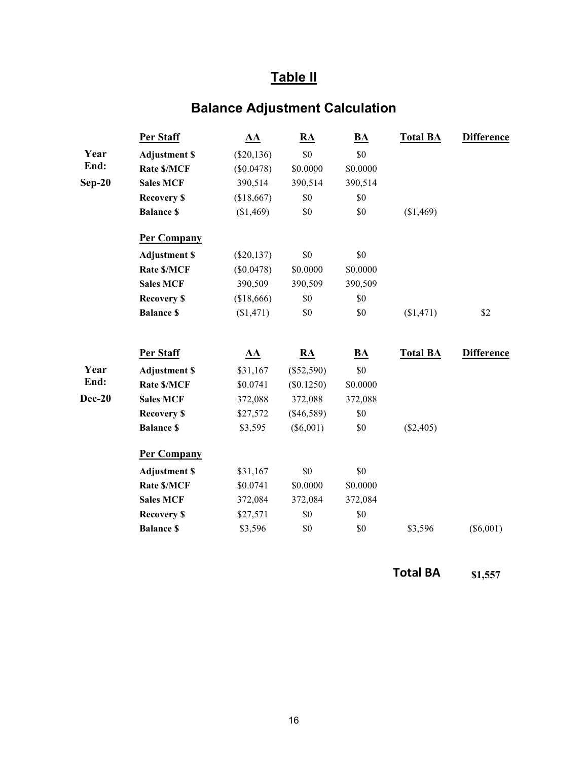## Table II

### Balance Adjustment Calculation

| | Per Staff | AA | RA | BA | Total BA | Difference |
|---|---|---|---|---|---|---|
| Year End: Sep-20 | Adjustment $ | ($20,136) | $0 | $0 | | |
| | Rate $/MCF | ($0.0478) | $0.0000 | $0.0000 | | |
| | Sales MCF | 390,514 | 390,514 | 390,514 | | |
| | Recovery $ | ($18,667) | $0 | $0 | | |
| | Balance $ | ($1,469) | $0 | $0 | ($1,469) | |
| | **Per Company** | | | | | |
| | Adjustment $ | ($20,137) | $0 | $0 | | |
| | Rate $/MCF | ($0.0478) | $0.0000 | $0.0000 | | |
| | Sales MCF | 390,509 | 390,509 | 390,509 | | |
| | Recovery $ | ($18,666) | $0 | $0 | | |
| | Balance $ | ($1,471) | $0 | $0 | ($1,471) | $2 |

| | Per Staff | AA | RA | BA | Total BA | Difference |
|---|---|---|---|---|---|---|
| Year End: Dec-20 | Adjustment $ | $31,167 | ($52,590) | $0 | | |
| | Rate $/MCF | $0.0741 | ($0.1250) | $0.0000 | | |
| | Sales MCF | 372,088 | 372,088 | 372,088 | | |
| | Recovery $ | $27,572 | ($46,589) | $0 | | |
| | Balance $ | $3,595 | ($6,001) | $0 | ($2,405) | |
| | **Per Company** | | | | | |
| | Adjustment $ | $31,167 | $0 | $0 | | |
| | Rate $/MCF | $0.0741 | $0.0000 | $0.0000 | | |
| | Sales MCF | 372,084 | 372,084 | 372,084 | | |
| | Recovery $ | $27,571 | $0 | $0 | | |
| | Balance $ | $3,596 | $0 | $0 | $3,596 | ($6,001) |

**Total BA** **$1,557**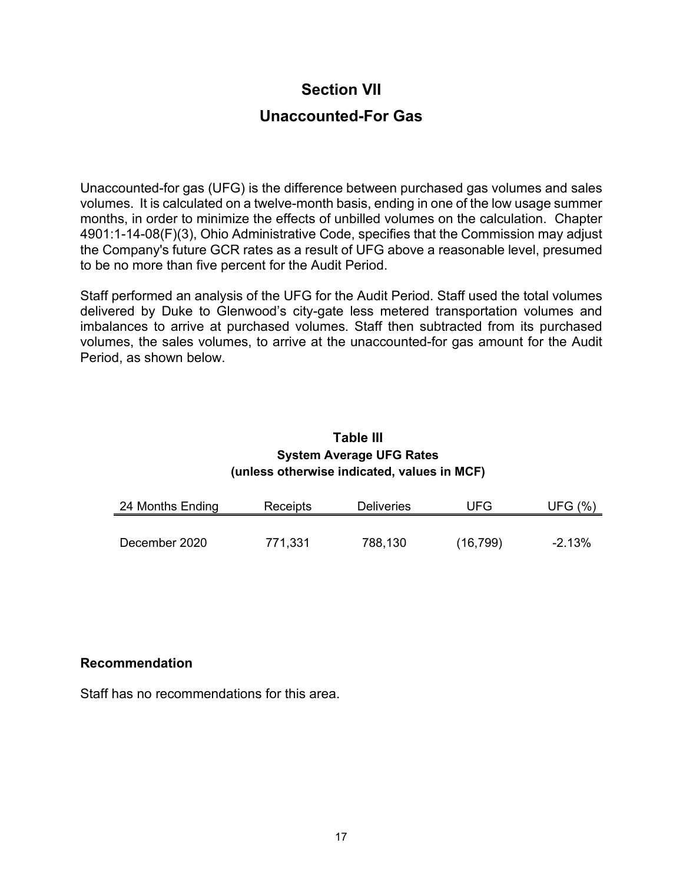# Section VII

# Unaccounted-For Gas

Unaccounted-for gas (UFG) is the difference between purchased gas volumes and sales volumes. It is calculated on a twelve-month basis, ending in one of the low usage summer months, in order to minimize the effects of unbilled volumes on the calculation. Chapter 4901:1-14-08(F)(3), Ohio Administrative Code, specifies that the Commission may adjust the Company's future GCR rates as a result of UFG above a reasonable level, presumed to be no more than five percent for the Audit Period.

Staff performed an analysis of the UFG for the Audit Period. Staff used the total volumes delivered by Duke to Glenwood's city-gate less metered transportation volumes and imbalances to arrive at purchased volumes. Staff then subtracted from its purchased volumes, the sales volumes, to arrive at the unaccounted-for gas amount for the Audit Period, as shown below.

**Table III**
**System Average UFG Rates**
**(unless otherwise indicated, values in MCF)**

| 24 Months Ending | Receipts | Deliveries | UFG | UFG (%) |
|---|---|---|---|---|
| December 2020 | 771,331 | 788,130 | (16,799) | -2.13% |

**Recommendation**

Staff has no recommendations for this area.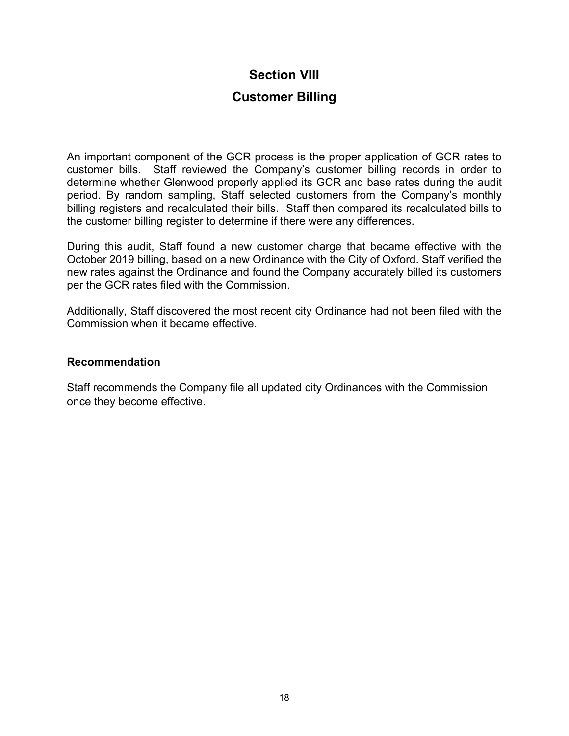# Section VIII

# Customer Billing

An important component of the GCR process is the proper application of GCR rates to customer bills. Staff reviewed the Company's customer billing records in order to determine whether Glenwood properly applied its GCR and base rates during the audit period. By random sampling, Staff selected customers from the Company's monthly billing registers and recalculated their bills. Staff then compared its recalculated bills to the customer billing register to determine if there were any differences.

During this audit, Staff found a new customer charge that became effective with the October 2019 billing, based on a new Ordinance with the City of Oxford. Staff verified the new rates against the Ordinance and found the Company accurately billed its customers per the GCR rates filed with the Commission.

Additionally, Staff discovered the most recent city Ordinance had not been filed with the Commission when it became effective.

### Recommendation

Staff recommends the Company file all updated city Ordinances with the Commission once they become effective.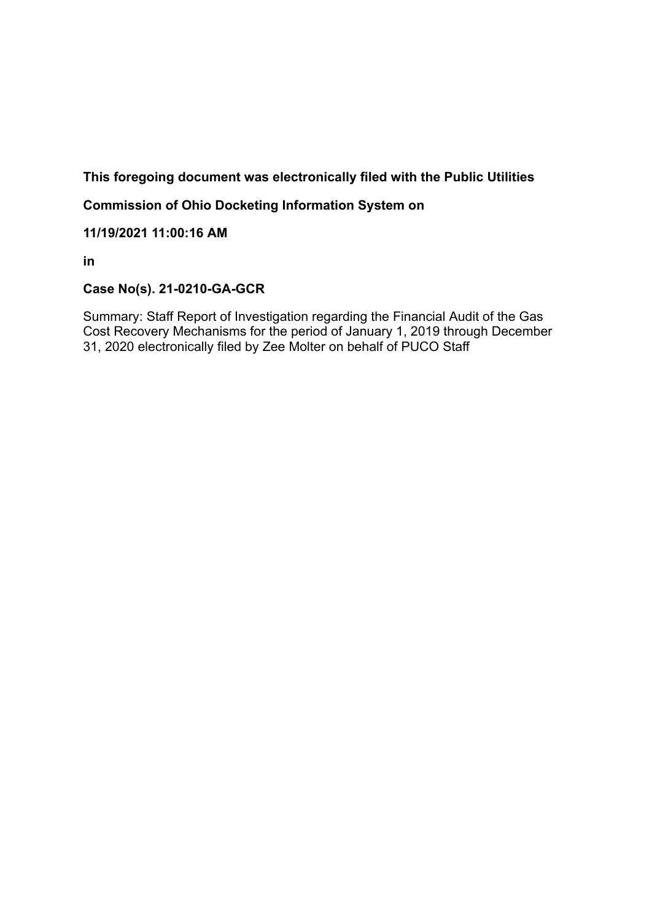**This foregoing document was electronically filed with the Public Utilities**

**Commission of Ohio Docketing Information System on**

**11/19/2021 11:00:16 AM**

**in**

**Case No(s). 21-0210-GA-GCR**

Summary: Staff Report of Investigation regarding the Financial Audit of the Gas Cost Recovery Mechanisms for the period of January 1, 2019 through December 31, 2020 electronically filed by Zee Molter on behalf of PUCO Staff